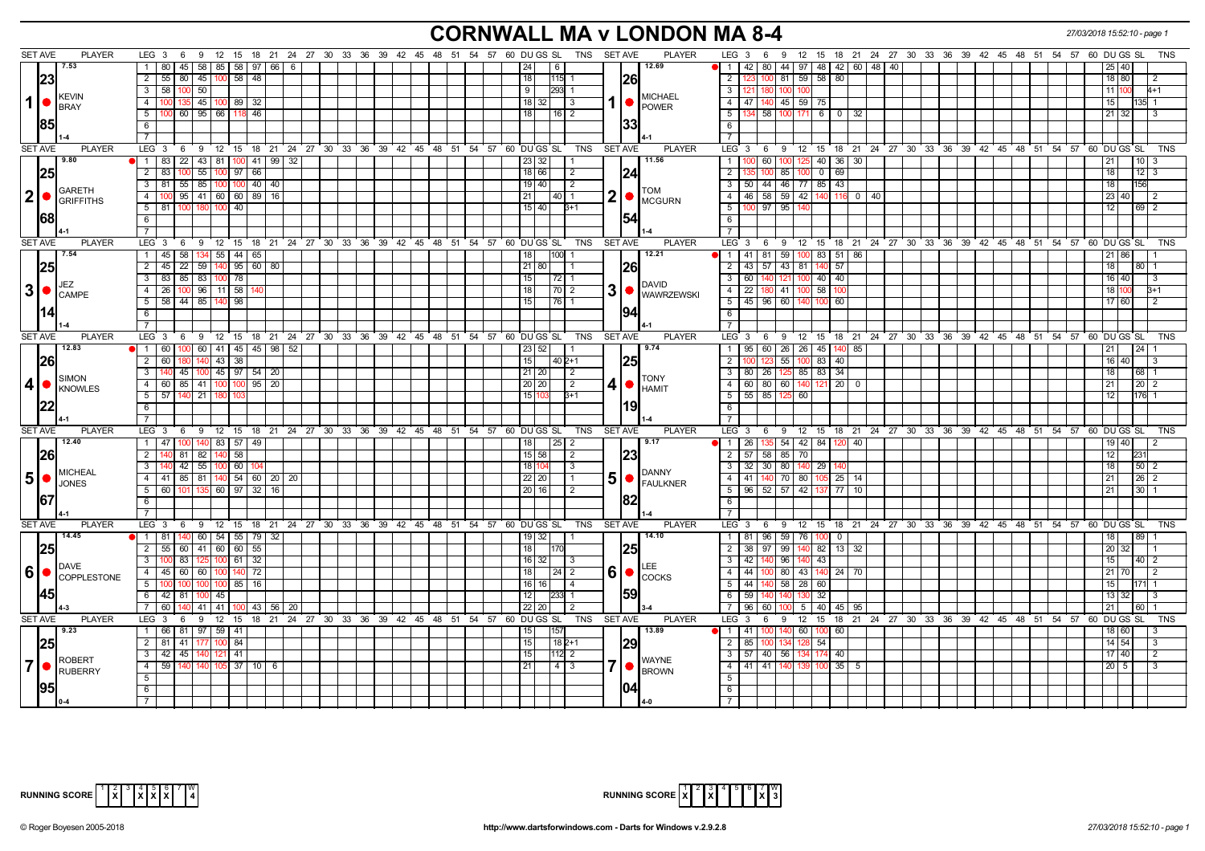# CORNWALL MA v LONDON MA 8-4

27/03/2018 15:52:10 - page 1

| SET AVE | PLAYER | LEG | 3 | 6 | 9 | 12 | 15 | 18 | 21 | 24 | 27 | 30 | DU | GS | SL | TNS | SET AVE | PLAYER | LEG | 3 | 6 | 9 | 12 | 15 | 18 | 21 | 24 | 27 | 30 | DU | GS | SL | TNS |
|---|---|---|---|---|---|---|---|---|---|---|---|---|---|---|---|---|---|---|---|---|---|---|---|---|---|---|---|---|---|---|---|---|---|
| 7.53 / 23.85 | 1 KEVIN BRAY (1-4) | 1 | 80 | 45 | 58 | 85 | 58 | 97 | 66 | 6 | | | 24 | | 6 | | 12.69 / 26.33 | 1 MICHAEL POWER (4-1) | 1 | 42 | 80 | 44 | 97 | 48 | 42 | 60 | 48 | 40 | | 25 | 40 | | |
| | | 2 | 55 | 80 | 45 | 100 | 58 | 48 | | | | | 18 | | 115 | 1 | | | 2 | 123 | 100 | 81 | 59 | 58 | 80 | | | | | 18 | 80 | | 2 |
| | | 3 | 58 | 100 | 50 | | | | | | | | 9 | | 293 | 1 | | | 3 | 121 | 180 | 100 | 100 | | | | | | | 11 | 100 | | 4+1 |
| | | 4 | 100 | 135 | 45 | 100 | 89 | 32 | | | | | 18 | 32 | | 3 | | | 4 | 47 | 140 | 45 | 59 | 75 | | | | | | 15 | | 135 | 1 |
| | | 5 | 100 | 60 | 95 | 66 | 118 | 46 | | | | | 18 | | 16 | 2 | | | 5 | 134 | 58 | 100 | 171 | 6 | 0 | 32 | | | | 21 | 32 | | 3 |
| 9.80 / 25.68 | 2 GARETH GRIFFITHS (4-1) | 1 | 83 | 22 | 43 | 81 | 100 | 41 | 99 | 32 | | | 23 | 32 | | 1 | 11.56 / 24.54 | 2 TOM MCGURN (1-4) | 1 | 100 | 60 | 100 | 125 | 40 | 36 | 30 | | | | 21 | | 10 | 3 |
| | | 2 | 83 | 100 | 55 | 100 | 97 | 66 | | | | | 18 | 66 | | 2 | | | 2 | 135 | 100 | 85 | 100 | 0 | 69 | | | | | 18 | | 12 | 3 |
| | | 3 | 81 | 55 | 85 | 100 | 100 | 40 | 40 | | | | 19 | 40 | | 2 | | | 3 | 50 | 44 | 46 | 77 | 85 | 43 | | | | | 18 | | 156 | |
| | | 4 | 100 | 95 | 41 | 60 | 60 | 89 | 16 | | | | 21 | | 40 | 1 | | | 4 | 46 | 58 | 59 | 42 | 140 | 116 | 0 | 40 | | | 23 | 40 | | 2 |
| | | 5 | 81 | 100 | 180 | 100 | 40 | | | | | | 15 | 40 | | 3+1 | | | 5 | 100 | 97 | 95 | 140 | | | | | | | 12 | | 69 | 2 |
| 7.54 / 25.14 | 3 JEZ CAMPE (1-4) | 1 | 45 | 58 | 134 | 55 | 44 | 65 | | | | | 18 | | 100 | 1 | 12.21 / 26.94 | 3 DAVID WAWRZEWSKI (4-1) | 1 | 41 | 81 | 59 | 100 | 83 | 51 | 86 | | | | 21 | 86 | | 1 |
| | | 2 | 45 | 22 | 59 | 140 | 95 | 60 | 80 | | | | 21 | 80 | | 1 | | | 2 | 43 | 57 | 43 | 81 | 140 | 57 | | | | | 18 | | 80 | 1 |
| | | 3 | 83 | 85 | 83 | 100 | 78 | | | | | | 15 | | 72 | 1 | | | 3 | 60 | 140 | 121 | 100 | 40 | 40 | | | | | 16 | 40 | | 3 |
| | | 4 | 26 | 100 | 96 | 11 | 58 | 140 | | | | | 18 | | 70 | 2 | | | 4 | 22 | 180 | 41 | 100 | 58 | 100 | | | | | 18 | 100 | | 3+1 |
| | | 5 | 58 | 44 | 85 | 140 | 98 | | | | | | 15 | | 76 | 1 | | | 5 | 45 | 96 | 60 | 140 | 100 | 60 | | | | | 17 | 60 | | 2 |
| 12.83 / 26.22 | 4 SIMON KNOWLES (4-1) | 1 | 60 | 100 | 60 | 41 | 45 | 45 | 98 | 52 | | | 23 | 52 | | 1 | 9.74 / 25.19 | 4 TONY HAMIT (1-4) | 1 | 95 | 60 | 26 | 26 | 45 | 140 | 85 | | | | 21 | | 24 | 1 |
| | | 2 | 60 | 180 | 140 | 43 | 38 | | | | | | 15 | | 40 | 2+1 | | | 2 | 100 | 123 | 55 | 100 | 83 | 40 | | | | | 16 | 40 | | 3 |
| | | 3 | 140 | 45 | 100 | 45 | 97 | 54 | 20 | | | | 21 | 20 | | 2 | | | 3 | 80 | 26 | 125 | 85 | 83 | 34 | | | | | 18 | | 68 | 1 |
| | | 4 | 60 | 85 | 41 | 100 | 100 | 95 | 20 | | | | 20 | 20 | | 2 | | | 4 | 60 | 80 | 60 | 140 | 121 | 20 | 0 | | | | 21 | | 20 | 2 |
| | | 5 | 57 | 140 | 21 | 180 | 103 | | | | | | 15 | 103 | | 3+1 | | | 5 | 55 | 85 | 125 | 60 | | | | | | | 12 | | 176 | 1 |
| 12.40 / 26.67 | 5 MICHEAL JONES (4-1) | 1 | 47 | 100 | 140 | 83 | 57 | 49 | | | | | 18 | | 25 | 2 | 9.17 / 23.82 | 5 DANNY FAULKNER (1-4) | 1 | 26 | 135 | 54 | 42 | 84 | 120 | 40 | | | | 19 | 40 | | 2 |
| | | 2 | 140 | 81 | 82 | 140 | 58 | | | | | | 15 | 58 | | 2 | | | 2 | 57 | 58 | 85 | 70 | | | | | | | 12 | | 231 | |
| | | 3 | 140 | 42 | 55 | 100 | 60 | 104 | | | | | 18 | 104 | | 3 | | | 3 | 32 | 30 | 80 | 140 | 29 | 140 | | | | | 18 | | 50 | 2 |
| | | 4 | 41 | 85 | 81 | 140 | 54 | 60 | 20 | 20 | | | 22 | 20 | | 1 | | | 4 | 41 | 140 | 70 | 80 | 105 | 25 | 14 | | | | 21 | | 26 | 2 |
| | | 5 | 60 | 101 | 135 | 60 | 97 | 32 | 16 | | | | 20 | 16 | | 2 | | | 5 | 96 | 52 | 57 | 42 | 137 | 77 | 10 | | | | 21 | | 30 | 1 |
| 14.45 / 25.45 | 6 DAVE COPPLESTONE (4-3) | 1 | 81 | 140 | 60 | 54 | 55 | 79 | 32 | | | | 19 | 32 | | 1 | 14.10 / 25.59 | 6 LEE COCKS (3-4) | 1 | 81 | 96 | 59 | 76 | 100 | 0 | | | | | 18 | | 89 | 1 |
| | | 2 | 55 | 60 | 41 | 60 | 60 | 55 | | | | | 18 | | 170 | | | | 2 | 38 | 97 | 99 | 140 | 82 | 13 | 32 | | | | 20 | 32 | | 1 |
| | | 3 | 100 | 83 | 125 | 100 | 61 | 32 | | | | | 16 | 32 | | 3 | | | 3 | 42 | 140 | 96 | 140 | 43 | | | | | | 15 | | 40 | 2 |
| | | 4 | 45 | 60 | 60 | 100 | 140 | 72 | | | | | 18 | | 24 | 2 | | | 4 | 44 | 100 | 80 | 43 | 140 | 24 | 70 | | | | 21 | 70 | | 2 |
| | | 5 | 100 | 100 | 100 | 100 | 85 | 16 | | | | | 16 | 16 | | 4 | | | 5 | 44 | 140 | 58 | 28 | 60 | | | | | | 15 | | 171 | 1 |
| | | 6 | 42 | 81 | 100 | 45 | | | | | | | 12 | | 233 | 1 | | | 6 | 59 | 140 | 140 | 130 | 32 | | | | | | 13 | 32 | | 3 |
| | | 7 | 60 | 140 | 41 | 41 | 100 | 43 | 56 | 20 | | | 22 | 20 | | 2 | | | 7 | 96 | 60 | 100 | 5 | 40 | 45 | 95 | | | | 21 | | 60 | 1 |
| 9.23 / 25.95 | 7 ROBERT RUBERRY (0-4) | 1 | 66 | 81 | 97 | 59 | 41 | | | | | | 15 | | 157 | | 13.89 / 29.04 | 7 WAYNE BROWN (4-0) | 1 | 41 | 100 | 140 | 60 | 100 | 60 | | | | | 18 | 60 | | 3 |
| | | 2 | 81 | 41 | 177 | 100 | 84 | | | | | | 15 | | 18 | 2+1 | | | 2 | 85 | 100 | 134 | 128 | 54 | | | | | | 14 | 54 | | 3 |
| | | 3 | 42 | 45 | 140 | 121 | 41 | | | | | | 15 | | 112 | 2 | | | 3 | 57 | 40 | 56 | 134 | 174 | 40 | | | | | 17 | 40 | | 2 |
| | | 4 | 59 | 140 | 140 | 105 | 37 | 10 | 6 | | | | 21 | | 4 | 3 | | | 4 | 41 | 41 | 140 | 139 | 100 | 35 | 5 | | | | 20 | 5 | | 3 |

RUNNING SCORE (Cornwall): 1: X, 2: , 3: , 4: X, 5: X, 6: X, 7: , W: 4

RUNNING SCORE (London): 1: X, 2: X, 3: X, 4: , 5: , 6: , 7: X, W: 3

© Roger Boyesen 2005-2018 | http://www.dartsforwindows.com - Darts for Windows v.2.9.2.8 | 27/03/2018 15:52:10 - page 1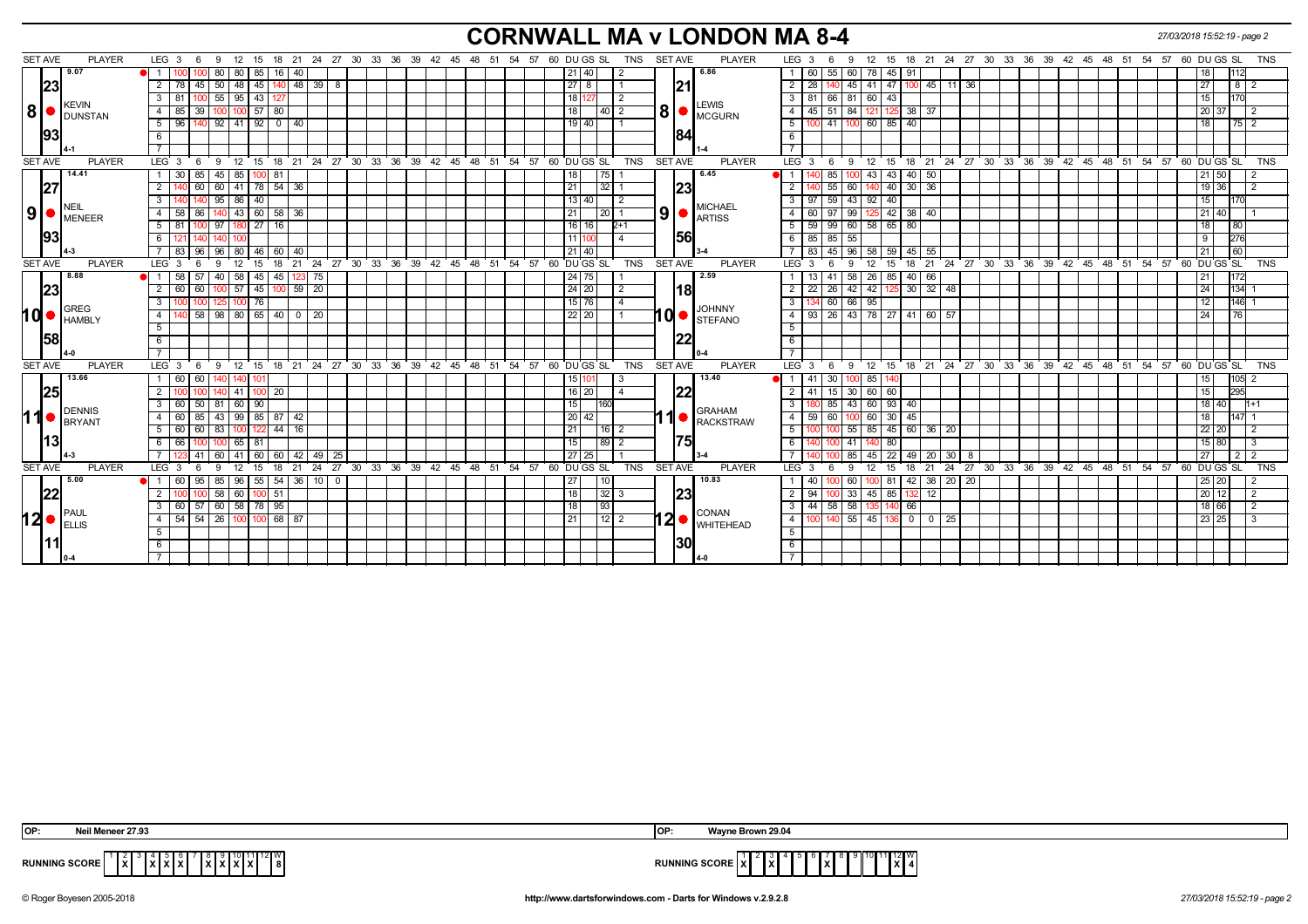# CORNWALL MA v LONDON MA 8-4

27/03/2018 15:52:19 - page 2

## Set 8

| SET AVE | PLAYER | LEG | 3 | 6 | 9 | 12 | 15 | 18 | 21 | 24 | 27 | DU | GS | SL | TNS |
|---|---|---|---|---|---|---|---|---|---|---|---|---|---|---|---|
| 9.07 / 23 / 93 | KEVIN DUNSTAN (4-1) | 1 | 100 | 100 | 80 | 80 | 85 | 16 | 40 | | | 21 | 40 | | 2 |
| | | 2 | 78 | 45 | 50 | 48 | 45 | 140 | 48 | 39 | 8 | 27 | 8 | | 1 |
| | | 3 | 81 | 100 | 55 | 95 | 43 | 127 | | | | 18 | 127 | | 2 |
| | | 4 | 85 | 39 | 100 | 100 | 57 | 80 | | | | 18 | | 40 | 2 |
| | | 5 | 96 | 140 | 92 | 41 | 92 | 0 | 40 | | | 19 | 40 | | 1 |

| SET AVE | PLAYER | LEG | 3 | 6 | 9 | 12 | 15 | 18 | 21 | 24 | 27 | DU | GS | SL | TNS |
|---|---|---|---|---|---|---|---|---|---|---|---|---|---|---|---|
| 6.86 / 21 / 84 | LEWIS MCGURN (1-4) | 1 | 60 | 55 | 60 | 78 | 45 | 91 | | | | 18 | | 112 | |
| | | 2 | 28 | 140 | 45 | 41 | 47 | 100 | 45 | 11 | 36 | 27 | | 8 | 2 |
| | | 3 | 81 | 66 | 81 | 60 | 43 | | | | | 15 | | 170 | |
| | | 4 | 45 | 51 | 84 | 121 | 125 | 38 | 37 | | | 20 | 37 | | 2 |
| | | 5 | 100 | 41 | 100 | 60 | 85 | 40 | | | | 18 | | 75 | 2 |

## Set 9

| SET AVE | PLAYER | LEG | 3 | 6 | 9 | 12 | 15 | 18 | 21 | 24 | 27 | DU | GS | SL | TNS |
|---|---|---|---|---|---|---|---|---|---|---|---|---|---|---|---|
| 14.41 / 27 / 93 | NEIL MENEER (4-3) | 1 | 30 | 85 | 45 | 85 | 100 | 81 | | | | 18 | | 75 | 1 |
| | | 2 | 140 | 60 | 60 | 41 | 78 | 54 | 36 | | | 21 | | 32 | 1 |
| | | 3 | 140 | 140 | 95 | 86 | 40 | | | | | 13 | 40 | | 2 |
| | | 4 | 58 | 86 | 140 | 43 | 60 | 58 | 36 | | | 21 | | 20 | 1 |
| | | 5 | 81 | 100 | 97 | 180 | 27 | 16 | | | | 16 | 16 | | 2+1 |
| | | 6 | 121 | 140 | 140 | 100 | | | | | | 11 | 100 | | 4 |
| | | 7 | 83 | 96 | 96 | 80 | 46 | 60 | 40 | | | 21 | 40 | | |

| SET AVE | PLAYER | LEG | 3 | 6 | 9 | 12 | 15 | 18 | 21 | 24 | 27 | DU | GS | SL | TNS |
|---|---|---|---|---|---|---|---|---|---|---|---|---|---|---|---|
| 6.45 / 23 / 56 | MICHAEL ARTISS (3-4) | 1 | 140 | 85 | 100 | 43 | 43 | 40 | 50 | | | 21 | 50 | | 2 |
| | | 2 | 140 | 55 | 60 | 140 | 40 | 30 | 36 | | | 19 | 36 | | 2 |
| | | 3 | 97 | 59 | 43 | 92 | 40 | | | | | 15 | | 170 | |
| | | 4 | 60 | 97 | 99 | 125 | 42 | 38 | 40 | | | 21 | 40 | | 1 |
| | | 5 | 59 | 99 | 60 | 58 | 65 | 80 | | | | 18 | | 80 | |
| | | 6 | 85 | 85 | 55 | | | | | | | 9 | | 276 | |
| | | 7 | 83 | 45 | 96 | 58 | 59 | 45 | 55 | | | 21 | | 60 | |

## Set 10

| SET AVE | PLAYER | LEG | 3 | 6 | 9 | 12 | 15 | 18 | 21 | 24 | 27 | DU | GS | SL | TNS |
|---|---|---|---|---|---|---|---|---|---|---|---|---|---|---|---|
| 8.88 / 23 / 58 | GREG HAMBLY (4-0) | 1 | 58 | 57 | 40 | 58 | 45 | 45 | 123 | 75 | | 24 | 75 | | 1 |
| | | 2 | 60 | 60 | 100 | 57 | 45 | 100 | 59 | 20 | | 24 | 20 | | 2 |
| | | 3 | 100 | 100 | 125 | 100 | 76 | | | | | 15 | 76 | | 4 |
| | | 4 | 140 | 58 | 98 | 80 | 65 | 40 | 0 | 20 | | 22 | 20 | | 1 |

| SET AVE | PLAYER | LEG | 3 | 6 | 9 | 12 | 15 | 18 | 21 | 24 | 27 | DU | GS | SL | TNS |
|---|---|---|---|---|---|---|---|---|---|---|---|---|---|---|---|
| 2.59 / 18 / 22 | JOHNNY STEFANO (0-4) | 1 | 13 | 41 | 58 | 26 | 85 | 40 | 66 | | | 21 | | 172 | |
| | | 2 | 22 | 26 | 42 | 42 | 125 | 30 | 32 | 48 | | 24 | | 134 | 1 |
| | | 3 | 134 | 60 | 66 | 95 | | | | | | 12 | | 146 | 1 |
| | | 4 | 93 | 26 | 43 | 78 | 27 | 41 | 60 | 57 | | 24 | | 76 | |

## Set 11

| SET AVE | PLAYER | LEG | 3 | 6 | 9 | 12 | 15 | 18 | 21 | 24 | 27 | DU | GS | SL | TNS |
|---|---|---|---|---|---|---|---|---|---|---|---|---|---|---|---|
| 13.66 / 25 / 13 | DENNIS BRYANT (4-3) | 1 | 60 | 60 | 140 | 140 | 101 | | | | | 15 | 101 | | 3 |
| | | 2 | 100 | 100 | 140 | 41 | 100 | 20 | | | | 16 | 20 | | 4 |
| | | 3 | 60 | 50 | 81 | 60 | 90 | | | | | 15 | | 160 | |
| | | 4 | 60 | 85 | 43 | 99 | 85 | 87 | 42 | | | 20 | 42 | | |
| | | 5 | 60 | 60 | 83 | 100 | 122 | 44 | 16 | | | 21 | | 16 | 2 |
| | | 6 | 66 | 100 | 100 | 65 | 81 | | | | | 15 | | 89 | 2 |
| | | 7 | 123 | 41 | 60 | 41 | 60 | 60 | 42 | 49 | 25 | 27 | 25 | | 1 |

| SET AVE | PLAYER | LEG | 3 | 6 | 9 | 12 | 15 | 18 | 21 | 24 | 27 | DU | GS | SL | TNS |
|---|---|---|---|---|---|---|---|---|---|---|---|---|---|---|---|
| 13.40 / 22 / 75 | GRAHAM RACKSTRAW (3-4) | 1 | 41 | 30 | 100 | 85 | 140 | | | | | 15 | | 105 | 2 |
| | | 2 | 41 | 15 | 30 | 60 | 60 | | | | | 15 | | 295 | |
| | | 3 | 180 | 85 | 43 | 60 | 93 | 40 | | | | 18 | 40 | | 1+1 |
| | | 4 | 59 | 60 | 100 | 60 | 30 | 45 | | | | 18 | | 147 | 1 |
| | | 5 | 100 | 100 | 55 | 85 | 45 | 60 | 36 | 20 | | 22 | 20 | | 2 |
| | | 6 | 140 | 100 | 41 | 140 | 80 | | | | | 15 | 80 | | 3 |
| | | 7 | 140 | 100 | 85 | 45 | 22 | 49 | 20 | 30 | 8 | 27 | | 2 | 2 |

## Set 12

| SET AVE | PLAYER | LEG | 3 | 6 | 9 | 12 | 15 | 18 | 21 | 24 | 27 | DU | GS | SL | TNS |
|---|---|---|---|---|---|---|---|---|---|---|---|---|---|---|---|
| 5.00 / 22 / 11 | PAUL ELLIS (0-4) | 1 | 60 | 95 | 85 | 96 | 55 | 54 | 36 | 10 | 0 | 27 | | 10 | |
| | | 2 | 100 | 100 | 58 | 60 | 100 | 51 | | | | 18 | | 32 | 3 |
| | | 3 | 60 | 57 | 60 | 58 | 78 | 95 | | | | 18 | | 93 | |
| | | 4 | 54 | 54 | 26 | 100 | 100 | 68 | 87 | | | 21 | | 12 | 2 |

| SET AVE | PLAYER | LEG | 3 | 6 | 9 | 12 | 15 | 18 | 21 | 24 | 27 | DU | GS | SL | TNS |
|---|---|---|---|---|---|---|---|---|---|---|---|---|---|---|---|
| 10.83 / 23 / 30 | CONAN WHITEHEAD (4-0) | 1 | 40 | 100 | 60 | 100 | 81 | 42 | 38 | 20 | 20 | 25 | 20 | | 2 |
| | | 2 | 94 | 100 | 33 | 45 | 85 | 132 | 12 | | | 20 | 12 | | 2 |
| | | 3 | 44 | 58 | 58 | 135 | 140 | 66 | | | | 18 | 66 | | 2 |
| | | 4 | 100 | 140 | 55 | 45 | 136 | 0 | 0 | 25 | | 23 | 25 | | 3 |

OP: Neil Meneer 27.93

OP: Wayne Brown 29.04

| RUNNING SCORE | 1 | 2 | 3 | 4 | 5 | 6 | 7 | 8 | 9 | 10 | 11 | 12 | W |
|---|---|---|---|---|---|---|---|---|---|---|---|---|---|
| Cornwall MA | | X | | X | X | X | | X | X | X | X | | 8 |
| London MA | X | | X | | | | X | | | | | X | 4 |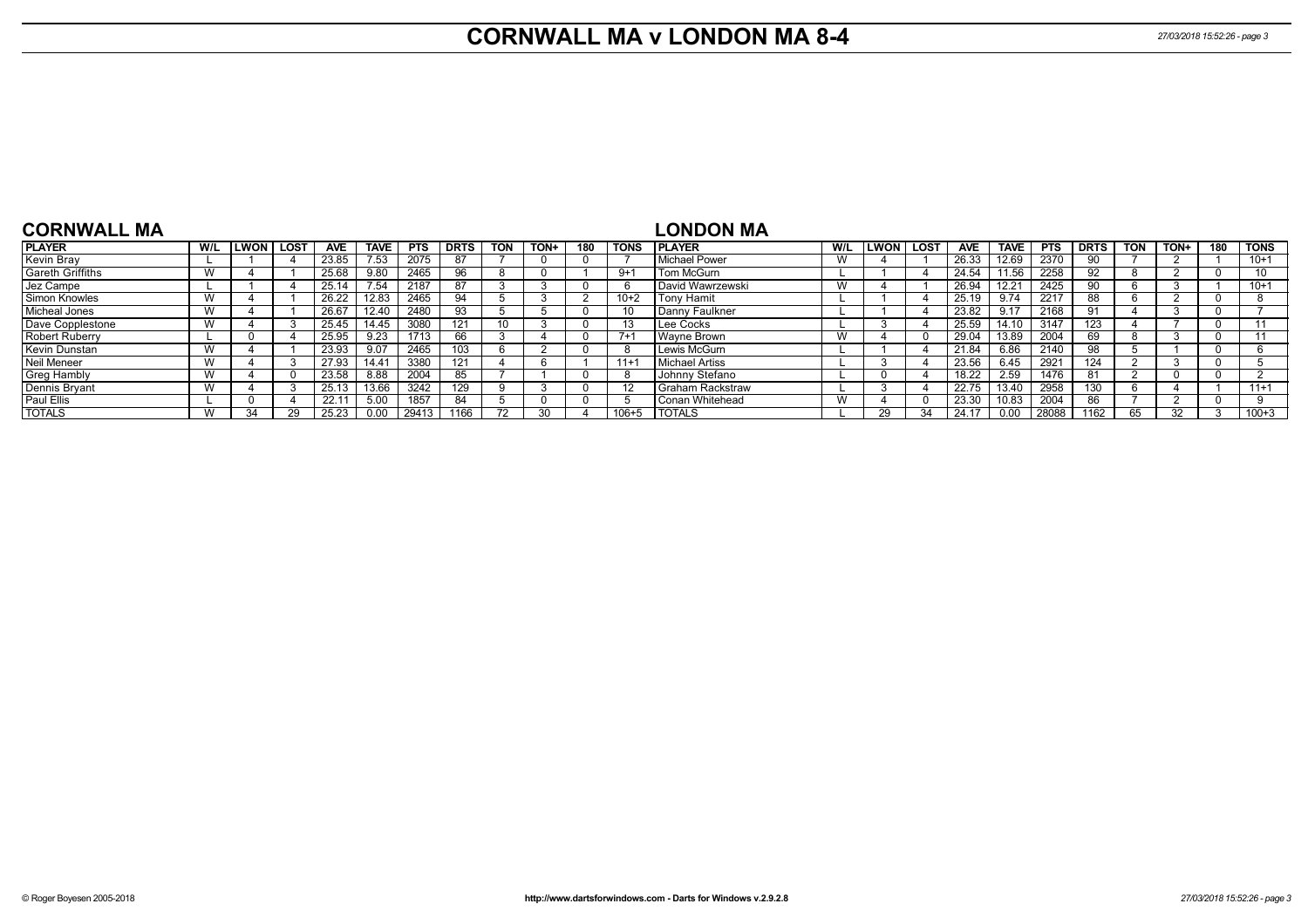# CORNWALL MA v LONDON MA 8-4

## CORNWALL MA

| PLAYER | W/L | LWON | LOST | AVE | TAVE | PTS | DRTS | TON | TON+ | 180 | TONS |
|---|---|---|---|---|---|---|---|---|---|---|---|
| Kevin Bray | L | 1 | 4 | 23.85 | 7.53 | 2075 | 87 | 7 | 0 | 0 | 7 |
| Gareth Griffiths | W | 4 | 1 | 25.68 | 9.80 | 2465 | 96 | 8 | 0 | 1 | 9+1 |
| Jez Campe | L | 1 | 4 | 25.14 | 7.54 | 2187 | 87 | 3 | 3 | 0 | 6 |
| Simon Knowles | W | 4 | 1 | 26.22 | 12.83 | 2465 | 94 | 5 | 3 | 2 | 10+2 |
| Micheal Jones | W | 4 | 1 | 26.67 | 12.40 | 2480 | 93 | 5 | 5 | 0 | 10 |
| Dave Copplestone | W | 4 | 3 | 25.45 | 14.45 | 3080 | 121 | 10 | 3 | 0 | 13 |
| Robert Ruberry | L | 0 | 4 | 25.95 | 9.23 | 1713 | 66 | 3 | 4 | 0 | 7+1 |
| Kevin Dunstan | W | 4 | 1 | 23.93 | 9.07 | 2465 | 103 | 6 | 2 | 0 | 8 |
| Neil Meneer | W | 4 | 3 | 27.93 | 14.41 | 3380 | 121 | 4 | 6 | 1 | 11+1 |
| Greg Hambly | W | 4 | 0 | 23.58 | 8.88 | 2004 | 85 | 7 | 1 | 0 | 8 |
| Dennis Bryant | W | 4 | 3 | 25.13 | 13.66 | 3242 | 129 | 9 | 3 | 0 | 12 |
| Paul Ellis | L | 0 | 4 | 22.11 | 5.00 | 1857 | 84 | 5 | 0 | 0 | 5 |
| TOTALS | W | 34 | 29 | 25.23 | 0.00 | 29413 | 1166 | 72 | 30 | 4 | 106+5 |

## LONDON MA

| PLAYER | W/L | LWON | LOST | AVE | TAVE | PTS | DRTS | TON | TON+ | 180 | TONS |
|---|---|---|---|---|---|---|---|---|---|---|---|
| Michael Power | W | 4 | 1 | 26.33 | 12.69 | 2370 | 90 | 7 | 2 | 1 | 10+1 |
| Tom McGurn | L | 1 | 4 | 24.54 | 11.56 | 2258 | 92 | 8 | 2 | 0 | 10 |
| David Wawrzewski | W | 4 | 1 | 26.94 | 12.21 | 2425 | 90 | 6 | 3 | 1 | 10+1 |
| Tony Hamit | L | 1 | 4 | 25.19 | 9.74 | 2217 | 88 | 6 | 2 | 0 | 8 |
| Danny Faulkner | L | 1 | 4 | 23.82 | 9.17 | 2168 | 91 | 4 | 3 | 0 | 7 |
| Lee Cocks | L | 3 | 4 | 25.59 | 14.10 | 3147 | 123 | 4 | 7 | 0 | 11 |
| Wayne Brown | W | 4 | 0 | 29.04 | 13.89 | 2004 | 69 | 8 | 3 | 0 | 11 |
| Lewis McGurn | L | 1 | 4 | 21.84 | 6.86 | 2140 | 98 | 5 | 1 | 0 | 6 |
| Michael Artiss | L | 3 | 4 | 23.56 | 6.45 | 2921 | 124 | 2 | 3 | 0 | 5 |
| Johnny Stefano | L | 0 | 4 | 18.22 | 2.59 | 1476 | 81 | 2 | 0 | 0 | 2 |
| Graham Rackstraw | L | 3 | 4 | 22.75 | 13.40 | 2958 | 130 | 6 | 4 | 1 | 11+1 |
| Conan Whitehead | W | 4 | 0 | 23.30 | 10.83 | 2004 | 86 | 7 | 2 | 0 | 9 |
| TOTALS | L | 29 | 34 | 24.17 | 0.00 | 28088 | 1162 | 65 | 32 | 3 | 100+3 |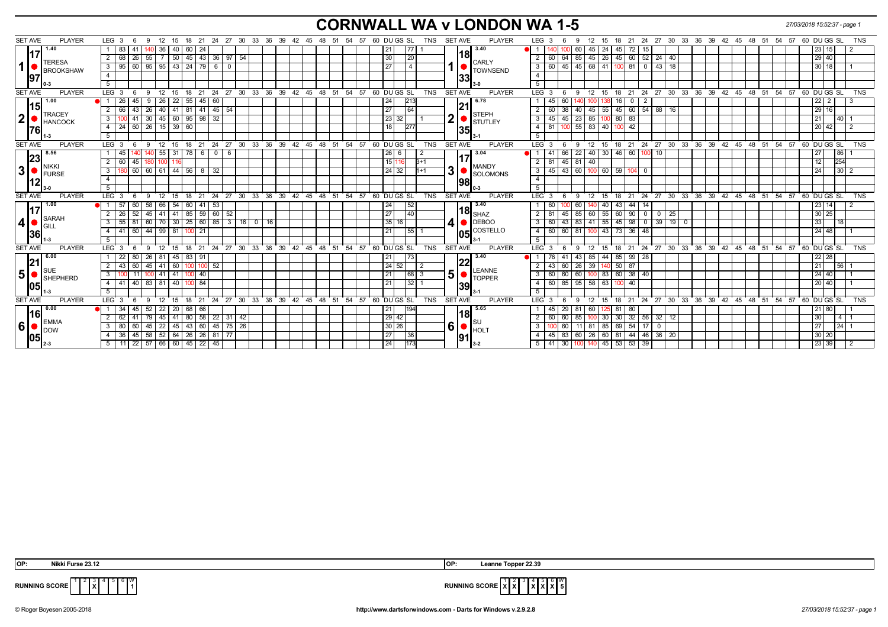# CORNWALL WA v LONDON WA 1-5

27/03/2018 15:52:37 - page 1

| SET AVE | PLAYER | LEG | 3 | 6 | 9 | 12 | 15 | 18 | 21 | 24 | 27 | 30 | DU | GS | SL | TNS | SET AVE | PLAYER | LEG | 3 | 6 | 9 | 12 | 15 | 18 | 21 | 24 | 27 | 30 | DU | GS | SL | TNS |
|---|---|---|---|---|---|---|---|---|---|---|---|---|---|---|---|---|---|---|---|---|---|---|---|---|---|---|---|---|---|---|---|---|---|
| 1.40 / 17.97 | 1 TERESA BROOKSHAW 0-3 | 1 | 83 | 41 | 140 | 36 | 40 | 60 | 24 | | | | 21 | | 77 | 1 | 3.40 / 18.33 | 1 CARLY TOWNSEND 3-0 | 1 | 140 | 100 | 60 | 45 | 24 | 45 | 72 | 15 | | | 23 | 15 | | 2 |
| | | 2 | 68 | 26 | 55 | 7 | 50 | 45 | 43 | 36 | 97 | 54 | 30 | | 20 | | | | 2 | 60 | 64 | 85 | 45 | 26 | 45 | 60 | 52 | 24 | 40 | 29 | 40 | | |
| | | 3 | 95 | 60 | 95 | 95 | 43 | 24 | 79 | 6 | 0 | | 27 | | 4 | | | | 3 | 60 | 45 | 45 | 68 | 41 | 100 | 81 | 0 | 43 | 18 | 30 | 18 | | 1 |
| 1.00 / 15.76 | 2 TRACEY HANCOCK 1-3 | 1 | 26 | 45 | 9 | 26 | 22 | 55 | 45 | 60 | | | 24 | | 213 | | 6.78 / 21.35 | 2 STEPH STUTLEY 3-1 | 1 | 45 | 60 | 140 | 100 | 138 | 16 | 0 | 2 | | | 22 | 2 | | 3 |
| | | 2 | 66 | 43 | 26 | 40 | 41 | 81 | 41 | 45 | 54 | | 27 | | 64 | | | | 2 | 60 | 38 | 40 | 45 | 55 | 45 | 60 | 54 | 88 | 16 | 29 | 16 | | |
| | | 3 | 100 | 41 | 30 | 45 | 60 | 95 | 98 | 32 | | | 23 | 32 | | 1 | | | 3 | 45 | 45 | 23 | 85 | 100 | 80 | 83 | | | | 21 | | 40 | 1 |
| | | 4 | 24 | 60 | 26 | 15 | 39 | 60 | | | | | 18 | | 277 | | | | 4 | 81 | 100 | 55 | 83 | 40 | 100 | 42 | | | | 20 | 42 | | 2 |
| 8.56 / 23.12 | 3 NIKKI FURSE 3-0 | 1 | 45 | 140 | 140 | 55 | 31 | 78 | 6 | 0 | 6 | | 26 | 6 | | 2 | 3.04 / 17.98 | 3 MANDY SOLOMONS 0-3 | 1 | 41 | 66 | 22 | 40 | 30 | 46 | 60 | 100 | 10 | | 27 | | 86 | 1 |
| | | 2 | 60 | 45 | 180 | 100 | 116 | | | | | | 15 | 116 | | 3+1 | | | 2 | 81 | 45 | 81 | 40 | | | | | | | 12 | | 254 | |
| | | 3 | 180 | 60 | 60 | 61 | 44 | 56 | 8 | 32 | | | 24 | 32 | | 1+1 | | | 3 | 45 | 43 | 60 | 100 | 60 | 59 | 104 | 0 | | | 24 | | 30 | 2 |
| 1.00 / 17.36 | 4 SARAH GILL 1-3 | 1 | 57 | 60 | 58 | 66 | 54 | 60 | 41 | 53 | | | 24 | | 52 | | 3.40 / 18.05 | 4 SHAZ DEBOO COSTELLO 3-1 | 1 | 60 | 100 | 60 | 140 | 40 | 43 | 44 | 14 | | | 23 | 14 | | 2 |
| | | 2 | 26 | 52 | 45 | 41 | 41 | 85 | 59 | 60 | 52 | | 27 | | 40 | | | | 2 | 81 | 45 | 85 | 60 | 55 | 60 | 90 | 0 | 0 | 25 | 30 | 25 | | |
| | | 3 | 55 | 81 | 60 | 70 | 30 | 25 | 60 | 85 | 3 | 16 0 16 | 35 | 16 | | | | | 3 | 60 | 43 | 83 | 41 | 55 | 45 | 98 | 0 | 39 | 19 0 | 33 | | 18 | |
| | | 4 | 41 | 60 | 44 | 99 | 81 | 100 | 21 | | | | 21 | | 55 | 1 | | | 4 | 60 | 60 | 81 | 100 | 43 | 73 | 36 | 48 | | | 24 | 48 | | 1 |
| 6.00 / 21.05 | 5 SUE SHEPHERD 1-3 | 1 | 22 | 80 | 26 | 81 | 45 | 83 | 91 | | | | 21 | | 73 | | 3.40 / 22.39 | 5 LEANNE TOPPER 3-1 | 1 | 76 | 41 | 43 | 85 | 44 | 85 | 99 | 28 | | | 22 | 28 | | |
| | | 2 | 43 | 60 | 45 | 41 | 60 | 100 | 100 | 52 | | | 24 | 52 | | 2 | | | 2 | 43 | 60 | 26 | 39 | 140 | 50 | 87 | | | | 21 | | 56 | 1 |
| | | 3 | 100 | 11 | 100 | 41 | 41 | 100 | 40 | | | | 21 | | 68 | 3 | | | 3 | 60 | 60 | 60 | 100 | 83 | 60 | 38 | 40 | | | 24 | 40 | | 1 |
| | | 4 | 41 | 40 | 83 | 81 | 40 | 100 | 84 | | | | 21 | | 32 | 1 | | | 4 | 60 | 85 | 95 | 58 | 63 | 100 | 40 | | | | 20 | 40 | | 1 |
| 0.00 / 16.05 | 6 EMMA DOW 2-3 | 1 | 34 | 45 | 52 | 22 | 20 | 68 | 66 | | | | 21 | | 194 | | 5.65 / 18.91 | 6 SU HOLT 3-2 | 1 | 45 | 29 | 81 | 60 | 125 | 81 | 80 | | | | 21 | 80 | | 1 |
| | | 2 | 62 | 41 | 79 | 45 | 41 | 80 | 58 | 22 | 31 | 42 | 29 | 42 | | | | | 2 | 60 | 60 | 85 | 100 | 30 | 30 | 32 | 56 | 32 | 12 | 30 | | 4 | 1 |
| | | 3 | 80 | 60 | 45 | 22 | 45 | 43 | 60 | 45 | 75 | 26 | 30 | 26 | | | | | 3 | 100 | 60 | 11 | 81 | 85 | 69 | 54 | 17 | 0 | | 27 | | 24 | 1 |
| | | 4 | 36 | 45 | 58 | 52 | 64 | 26 | 26 | 81 | 77 | | 27 | | 36 | | | | 4 | 45 | 83 | 60 | 26 | 60 | 81 | 44 | 46 | 36 | 20 | 30 | 20 | | |
| | | 5 | 11 | 22 | 57 | 66 | 60 | 45 | 22 | 45 | | | 24 | | 173 | | | | 5 | 41 | 30 | 100 | 140 | 45 | 53 | 53 | 39 | | | 23 | 39 | | 2 |

OP: Nikki Furse 23.12

OP: Leanne Topper 22.39

RUNNING SCORE (Cornwall): 1 2 3 4 5 6 — X at 3 — W: 1

RUNNING SCORE (London): 1 2 3 4 5 6 — X at 1, 2, 4, 5, 6 — W: 5

© Roger Boyesen 2005-2018 http://www.dartsforwindows.com - Darts for Windows v.2.9.2.8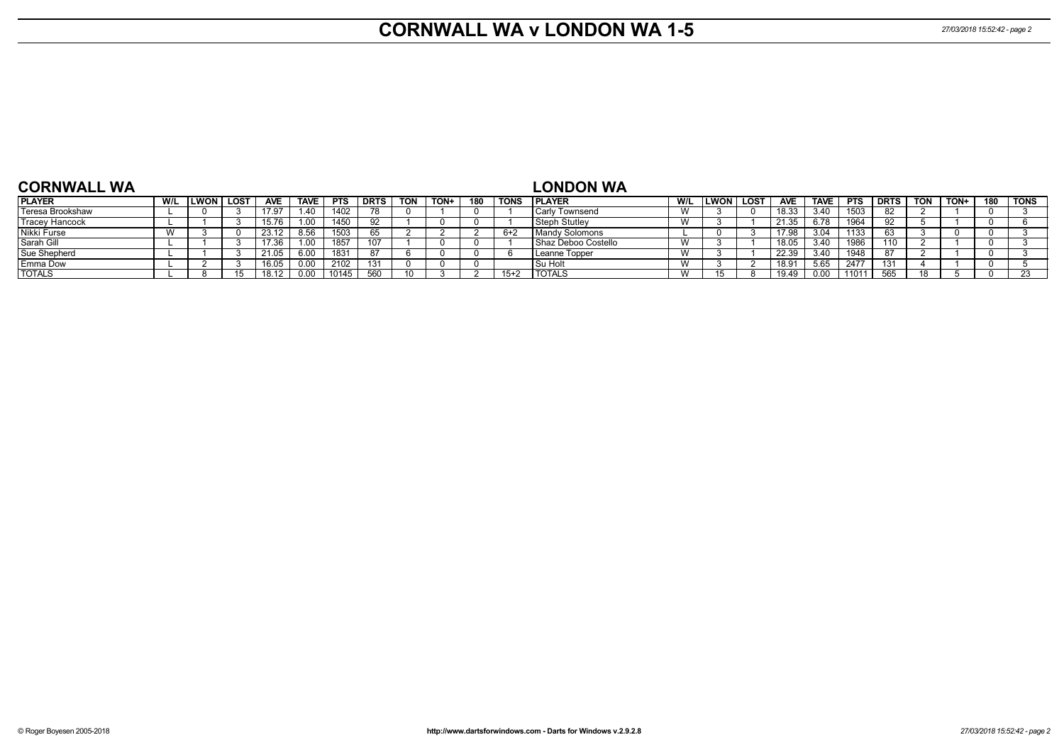# CORNWALL WA v LONDON WA 1-5

## CORNWALL WA

| PLAYER | W/L | LWON | LOST | AVE | TAVE | PTS | DRTS | TON | TON+ | 180 | TONS |
|---|---|---|---|---|---|---|---|---|---|---|---|
| Teresa Brookshaw | L | 0 | 3 | 17.97 | 1.40 | 1402 | 78 | 0 | 1 | 0 | 1 |
| Tracey Hancock | L | 1 | 3 | 15.76 | 1.00 | 1450 | 92 | 1 | 0 | 0 | 1 |
| Nikki Furse | W | 3 | 0 | 23.12 | 8.56 | 1503 | 65 | 2 | 2 | 2 | 6+2 |
| Sarah Gill | L | 1 | 3 | 17.36 | 1.00 | 1857 | 107 | 1 | 0 | 0 | 1 |
| Sue Shepherd | L | 1 | 3 | 21.05 | 6.00 | 1831 | 87 | 6 | 0 | 0 | 6 |
| Emma Dow | L | 2 | 3 | 16.05 | 0.00 | 2102 | 131 | 0 | 0 | 0 | |
| TOTALS | L | 8 | 15 | 18.12 | 0.00 | 10145 | 560 | 10 | 3 | 2 | 15+2 |

## LONDON WA

| PLAYER | W/L | LWON | LOST | AVE | TAVE | PTS | DRTS | TON | TON+ | 180 | TONS |
|---|---|---|---|---|---|---|---|---|---|---|---|
| Carly Townsend | W | 3 | 0 | 18.33 | 3.40 | 1503 | 82 | 2 | 1 | 0 | 3 |
| Steph Stutley | W | 3 | 1 | 21.35 | 6.78 | 1964 | 92 | 5 | 1 | 0 | 6 |
| Mandy Solomons | L | 0 | 3 | 17.98 | 3.04 | 1133 | 63 | 3 | 0 | 0 | 3 |
| Shaz Deboo Costello | W | 3 | 1 | 18.05 | 3.40 | 1986 | 110 | 2 | 1 | 0 | 3 |
| Leanne Topper | W | 3 | 1 | 22.39 | 3.40 | 1948 | 87 | 2 | 1 | 0 | 3 |
| Su Holt | W | 3 | 2 | 18.91 | 5.65 | 2477 | 131 | 4 | 1 | 0 | 5 |
| TOTALS | W | 15 | 8 | 19.49 | 0.00 | 11011 | 565 | 18 | 5 | 0 | 23 |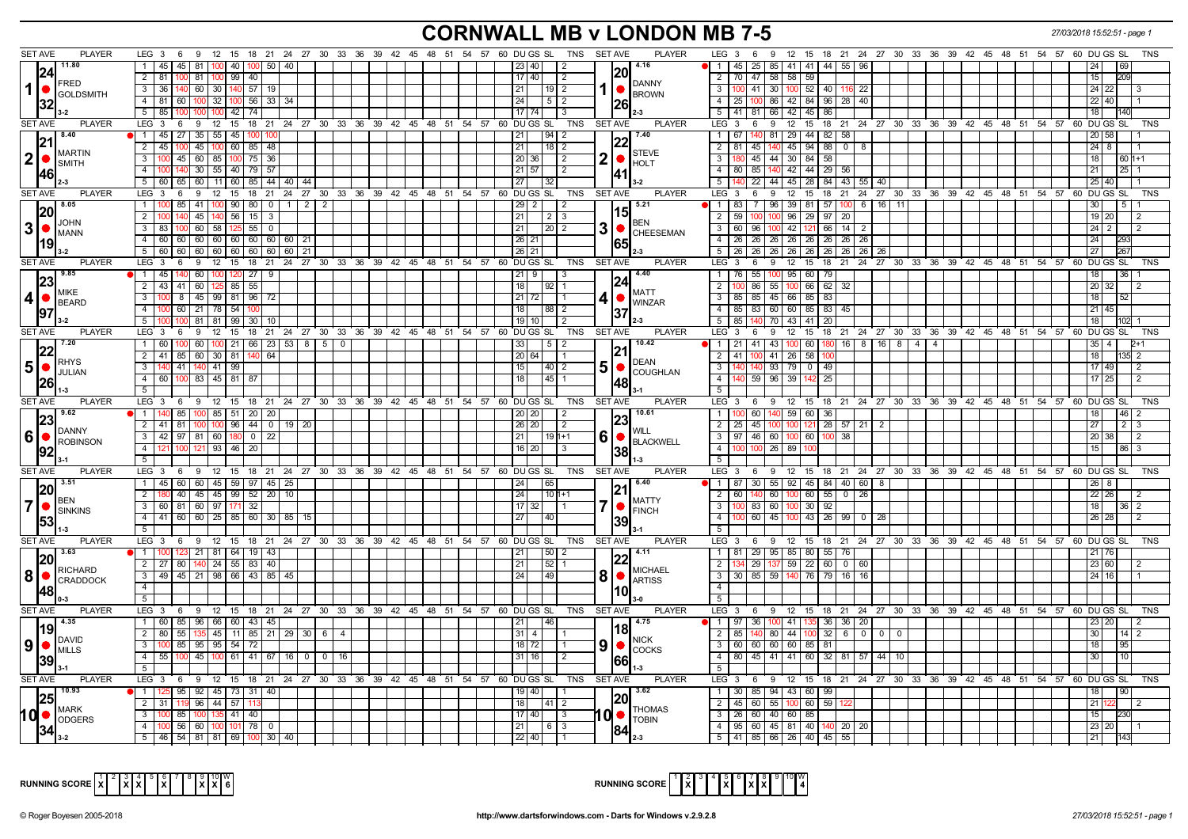# CORNWALL MB v LONDON MB 7-5

27/03/2018 15:52:51 - page 1

## Set 1

**FRED GOLDSMITH** — Set Ave 11.80 — 24 / 32 — 3-2

| LEG | Scores | DU | GS | SL | TNS |
|---|---|---|---|---|---|
| 1 | 45 45 81 100 40 100 50 40 | 23 | 40 | | 2 |
| 2 | 81 100 81 100 99 40 | 17 | 40 | | 2 |
| 3 | 36 140 60 30 140 57 19 | 21 | | 19 | 2 |
| 4 | 81 60 100 32 100 56 33 34 | 24 | | 5 | 2 |
| 5 | 85 100 100 100 42 74 | 17 | 74 | | 3 |

**DANNY BROWN** — Set Ave 4.16 — 20 / 26 — 2-3

| LEG | Scores | DU | GS | SL | TNS |
|---|---|---|---|---|---|
| 1 | 45 25 85 41 41 44 55 96 | 24 | | 69 | |
| 2 | 70 47 58 58 59 | 15 | | 209 | |
| 3 | 100 41 30 100 52 40 116 22 | 24 | 22 | | 3 |
| 4 | 25 100 86 42 84 96 28 40 | 22 | 40 | | 1 |
| 5 | 41 81 66 42 45 86 | 18 | | 140 | |

## Set 2

**MARTIN SMITH** — Set Ave 8.40 — 21 / 46 — 2-3

| LEG | Scores | DU | GS | SL | TNS |
|---|---|---|---|---|---|
| 1 | 45 27 35 55 45 100 100 | 21 | | 94 | 2 |
| 2 | 45 100 45 100 60 85 48 | 21 | | 18 | 2 |
| 3 | 100 45 60 85 100 75 36 | 20 | 36 | | 2 |
| 4 | 100 140 30 55 40 79 57 | 21 | 57 | | 2 |
| 5 | 60 65 60 11 60 85 44 40 44 | 27 | | 32 | |

**STEVE HOLT** — Set Ave 7.40 — 22 / 41 — 3-2

| LEG | Scores | DU | GS | SL | TNS |
|---|---|---|---|---|---|
| 1 | 67 140 81 29 44 82 58 | 20 | 58 | | 1 |
| 2 | 81 45 140 45 94 88 0 8 | 24 | 8 | | 1 |
| 3 | 180 45 44 30 84 58 | 18 | | 60 | 1+1 |
| 4 | 80 85 140 42 44 29 56 | 21 | | 25 | 1 |
| 5 | 140 22 44 45 28 84 43 55 40 | 25 | 40 | | 1 |

## Set 3

**JOHN MANN** — Set Ave 8.05 — 20 / 19 — 3-2

| LEG | Scores | DU | GS | SL | TNS |
|---|---|---|---|---|---|
| 1 | 100 85 41 100 90 80 0 1 2 2 | 29 | 2 | | 2 |
| 2 | 100 140 45 140 56 15 3 | 21 | | 2 | 3 |
| 3 | 83 100 60 58 125 55 0 | 21 | | 20 | 2 |
| 4 | 60 60 60 60 60 60 60 60 21 | 26 | 21 | | |
| 5 | 60 60 60 60 60 60 60 60 21 | 26 | 21 | | |

**BEN CHEESEMAN** — Set Ave 5.21 — 15 / 65 — 2-3

| LEG | Scores | DU | GS | SL | TNS |
|---|---|---|---|---|---|
| 1 | 83 7 96 39 81 57 100 6 16 11 | 30 | | 5 | 1 |
| 2 | 59 100 100 96 29 97 20 | 19 | 20 | | 2 |
| 3 | 60 96 100 42 121 66 14 2 | 24 | 2 | | 2 |
| 4 | 26 26 26 26 26 26 26 26 | 24 | | 293 | |
| 5 | 26 26 26 26 26 26 26 26 26 | 27 | | 267 | |

## Set 4

**MIKE BEARD** — Set Ave 9.85 — 23 / 97 — 3-2

| LEG | Scores | DU | GS | SL | TNS |
|---|---|---|---|---|---|
| 1 | 45 140 60 100 120 27 9 | 21 | 9 | | 3 |
| 2 | 43 41 60 125 85 55 | 18 | | 92 | 1 |
| 3 | 100 8 45 99 81 96 72 | 21 | 72 | | 1 |
| 4 | 100 60 21 78 54 100 | 18 | | 88 | 2 |
| 5 | 100 100 81 81 99 30 10 | 19 | 10 | | 2 |

**MATT WINZAR** — Set Ave 4.40 — 24 / 37 — 2-3

| LEG | Scores | DU | GS | SL | TNS |
|---|---|---|---|---|---|
| 1 | 76 55 100 95 60 79 | 18 | | 36 | 1 |
| 2 | 100 86 55 100 66 62 32 | 20 | 32 | | 2 |
| 3 | 85 85 45 66 85 83 | 18 | | 52 | |
| 4 | 85 83 60 60 85 83 45 | 21 | 45 | | |
| 5 | 85 140 70 43 41 20 | 18 | | 102 | 1 |

## Set 5

**RHYS JULIAN** — Set Ave 7.20 — 22 / 26 — 1-3

| LEG | Scores | DU | GS | SL | TNS |
|---|---|---|---|---|---|
| 1 | 60 100 60 100 21 66 23 53 8 5 0 | 33 | | 5 | 2 |
| 2 | 41 85 60 30 81 140 64 | 20 | 64 | | 1 |
| 3 | 140 41 140 41 99 | 15 | | 40 | 2 |
| 4 | 60 100 83 45 81 87 | 18 | | 45 | 1 |
| 5 | | | | | |

**DEAN COUGHLAN** — Set Ave 10.42 — 21 / 48 — 3-1

| LEG | Scores | DU | GS | SL | TNS |
|---|---|---|---|---|---|
| 1 | 21 41 43 100 60 180 16 8 16 8 4 4 | 35 | 4 | | 2+1 |
| 2 | 41 100 41 26 58 100 | 18 | | 135 | 2 |
| 3 | 140 140 93 79 0 49 | 17 | 49 | | 2 |
| 4 | 140 59 96 39 142 25 | 17 | 25 | | 2 |
| 5 | | | | | |

## Set 6

**DANNY ROBINSON** — Set Ave 9.62 — 23 / 92 — 3-1

| LEG | Scores | DU | GS | SL | TNS |
|---|---|---|---|---|---|
| 1 | 140 85 100 85 51 20 20 | 20 | 20 | | 2 |
| 2 | 41 81 100 100 96 44 0 19 20 | 26 | 20 | | 2 |
| 3 | 42 97 81 60 180 0 22 | 21 | | 19 | 1+1 |
| 4 | 121 100 121 93 46 20 | 16 | 20 | | 3 |
| 5 | | | | | |

**WILL BLACKWELL** — Set Ave 10.61 — 23 / 38 — 1-3

| LEG | Scores | DU | GS | SL | TNS |
|---|---|---|---|---|---|
| 1 | 100 60 140 59 60 36 | 18 | | 46 | 2 |
| 2 | 25 45 100 100 121 28 57 21 2 | 27 | | 2 | 3 |
| 3 | 97 46 60 100 60 100 38 | 20 | 38 | | 2 |
| 4 | 100 100 26 89 100 | 15 | | 86 | 3 |
| 5 | | | | | |

## Set 7

**BEN SINKINS** — Set Ave 3.51 — 20 / 53 — 1-3

| LEG | Scores | DU | GS | SL | TNS |
|---|---|---|---|---|---|
| 1 | 45 60 60 45 59 97 45 25 | 24 | | 65 | |
| 2 | 180 40 45 45 99 52 20 10 | 24 | | 10 | 1+1 |
| 3 | 60 81 60 97 171 32 | 17 | 32 | | 1 |
| 4 | 41 60 60 25 85 60 30 85 15 | 27 | | 40 | |
| 5 | | | | | |

**MATTY FINCH** — Set Ave 6.40 — 21 / 39 — 3-1

| LEG | Scores | DU | GS | SL | TNS |
|---|---|---|---|---|---|
| 1 | 87 30 55 92 45 84 40 60 8 | 26 | 8 | | |
| 2 | 60 140 60 100 60 55 0 26 | 22 | 26 | | 2 |
| 3 | 100 83 60 100 30 92 | 18 | | 36 | 2 |
| 4 | 100 60 45 100 43 26 99 0 28 | 26 | 28 | | 2 |
| 5 | | | | | |

## Set 8

**RICHARD CRADDOCK** — Set Ave 3.63 — 20 / 48 — 0-3

| LEG | Scores | DU | GS | SL | TNS |
|---|---|---|---|---|---|
| 1 | 100 123 21 81 64 19 43 | 21 | | 50 | 2 |
| 2 | 27 80 140 24 55 83 40 | 21 | | 52 | 1 |
| 3 | 49 45 21 98 66 43 85 45 | 24 | | 49 | |
| 4 | | | | | |
| 5 | | | | | |

**MICHAEL ARTISS** — Set Ave 4.11 — 22 / 10 — 3-0

| LEG | Scores | DU | GS | SL | TNS |
|---|---|---|---|---|---|
| 1 | 81 29 95 85 80 55 76 | 21 | 76 | | |
| 2 | 134 29 137 59 22 60 0 60 | 23 | 60 | | 2 |
| 3 | 30 85 59 140 76 79 16 16 | 24 | 16 | | 1 |
| 4 | | | | | |
| 5 | | | | | |

## Set 9

**DAVID MILLS** — Set Ave 4.35 — 19 / 39 — 3-1

| LEG | Scores | DU | GS | SL | TNS |
|---|---|---|---|---|---|
| 1 | 60 85 96 66 43 45 | 21 | | 46 | |
| 2 | 80 55 135 45 11 85 21 29 30 6 4 | 31 | 4 | | 1 |
| 3 | 100 85 95 95 54 72 | 18 | 72 | | 1 |
| 4 | 55 100 45 100 61 41 67 16 0 0 16 | 31 | 16 | | 2 |
| 5 | | | | | |

**NICK COCKS** — Set Ave 4.75 — 18 / 66 — 1-3

| LEG | Scores | DU | GS | SL | TNS |
|---|---|---|---|---|---|
| 1 | 97 36 100 41 135 36 36 20 | 23 | 20 | | 2 |
| 2 | 85 140 80 44 100 32 6 0 0 0 | 30 | | 14 | 2 |
| 3 | 60 60 60 60 85 81 | 18 | | 95 | |
| 4 | 80 45 41 41 60 32 81 57 44 10 | 30 | | 10 | |
| 5 | | | | | |

## Set 10

**MARK ODGERS** — Set Ave 10.93 — 25 / 34 — 3-2

| LEG | Scores | DU | GS | SL | TNS |
|---|---|---|---|---|---|
| 1 | 125 95 92 45 73 31 40 | 19 | 40 | | 1 |
| 2 | 31 119 96 44 57 113 | 18 | | 41 | 2 |
| 3 | 100 85 100 135 41 40 | 17 | 40 | | 3 |
| 4 | 100 56 60 100 101 78 0 | 21 | | 6 | 3 |
| 5 | 46 54 81 81 69 100 30 40 | 22 | 40 | | 1 |

**THOMAS TOBIN** — Set Ave 3.62 — 20 / 84 — 2-3

| LEG | Scores | DU | GS | SL | TNS |
|---|---|---|---|---|---|
| 1 | 30 85 94 43 60 99 | 18 | | 90 | |
| 2 | 45 60 55 100 60 59 122 | 21 | 122 | | 2 |
| 3 | 26 60 40 60 85 | 15 | | 230 | |
| 4 | 95 60 45 81 40 140 20 20 | 23 | 20 | | 1 |
| 5 | 41 85 66 26 40 45 55 | 21 | | 143 | |

**RUNNING SCORE (Cornwall MB)**

| 1 | 2 | 3 | 4 | 5 | 6 | 7 | 8 | 9 | 10 | W |
|---|---|---|---|---|---|---|---|---|---|---|
| X | | X | X | | X | | | X | X | 6 |

**RUNNING SCORE (London MB)**

| 1 | 2 | 3 | 4 | 5 | 6 | 7 | 8 | 9 | 10 | W |
|---|---|---|---|---|---|---|---|---|---|---|
| | X | | | X | | X | X | | | 4 |

© Roger Boyesen 2005-2018 — http://www.dartsforwindows.com - Darts for Windows v.2.9.2.8 — 27/03/2018 15:52:51 - page 1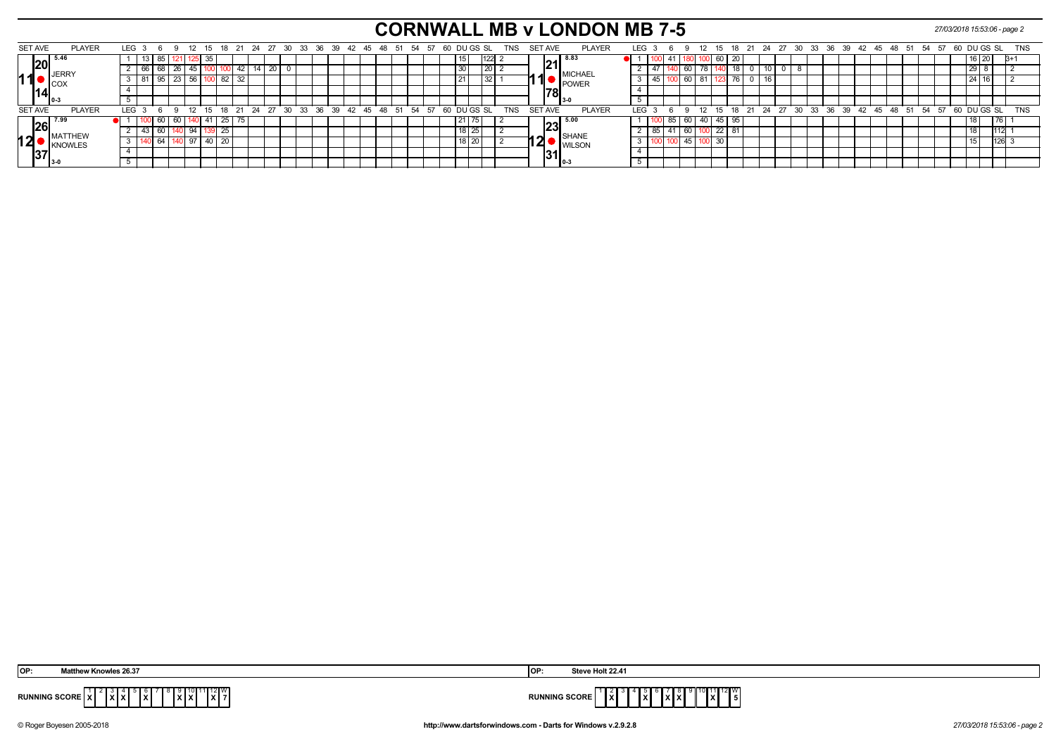# CORNWALL MB v LONDON MB 7-5

| SET AVE | PLAYER | LEG | 3 | 6 | 9 | 12 | 15 | 18 | 21 | 24 | 27 | 30 | DU | GS | SL | TNS | SET AVE | PLAYER | LEG | 3 | 6 | 9 | 12 | 15 | 18 | 21 | 24 | 27 | 30 | DU | GS | SL | TNS |
|---|---|---|---|---|---|---|---|---|---|---|---|---|---|---|---|---|---|---|---|---|---|---|---|---|---|---|---|---|---|---|---|---|---|
| 11 20.14 | JERRY COX 5.46 0-3 | 1 | 13 | 85 | 121 | 125 | 35 | | | | | | 15 | | 122 | 2 | 11 21.78 | MICHAEL POWER 8.83 3-0 | 1 | 100 | 41 | 180 | 100 | 60 | 20 | | | | | 16 | 20 | | 3+1 |
| | | 2 | 66 | 68 | 26 | 45 | 100 | 100 | 42 | 14 | 20 | 0 | 30 | | 20 | 2 | | | 2 | 47 | 140 | 60 | 78 | 140 | 18 | 0 | 10 | 0 | 8 | 29 | 8 | | 2 |
| | | 3 | 81 | 95 | 23 | 56 | 100 | 82 | 32 | | | | 21 | | 32 | 1 | | | 3 | 45 | 100 | 60 | 81 | 123 | 76 | 0 | 16 | | | 24 | 16 | | 2 |
| | | 4 | | | | | | | | | | | | | | | | | 4 | | | | | | | | | | | | | | |
| | | 5 | | | | | | | | | | | | | | | | | 5 | | | | | | | | | | | | | | |
| 12 26.37 | MATTHEW KNOWLES 7.99 3-0 | 1 | 100 | 60 | 60 | 140 | 41 | 25 | 75 | | | | 21 | 75 | | 2 | 12 23.31 | SHANE WILSON 5.00 0-3 | 1 | 100 | 85 | 60 | 40 | 45 | 95 | | | | | 18 | | 76 | 1 |
| | | 2 | 43 | 60 | 140 | 94 | 139 | 25 | | | | | 18 | 25 | | 2 | | | 2 | 85 | 41 | 60 | 100 | 22 | 81 | | | | | 18 | | 112 | 1 |
| | | 3 | 140 | 64 | 140 | 97 | 40 | 20 | | | | | 18 | 20 | | 2 | | | 3 | 100 | 100 | 45 | 100 | 30 | | | | | | 15 | | 126 | 3 |
| | | 4 | | | | | | | | | | | | | | | | | 4 | | | | | | | | | | | | | | |
| | | 5 | | | | | | | | | | | | | | | | | 5 | | | | | | | | | | | | | | |

OP: Matthew Knowles 26.37 | OP: Steve Holt 22.41

| RUNNING SCORE | 1 | 2 | 3 | 4 | 5 | 6 | 7 | 8 | 9 | 10 | 11 | 12 | W |
|---|---|---|---|---|---|---|---|---|---|---|---|---|---|
| CORNWALL | X | | X | X | | X | | | X | X | | X | 7 |
| LONDON | | X | | | X | | X | X | | | X | | 5 |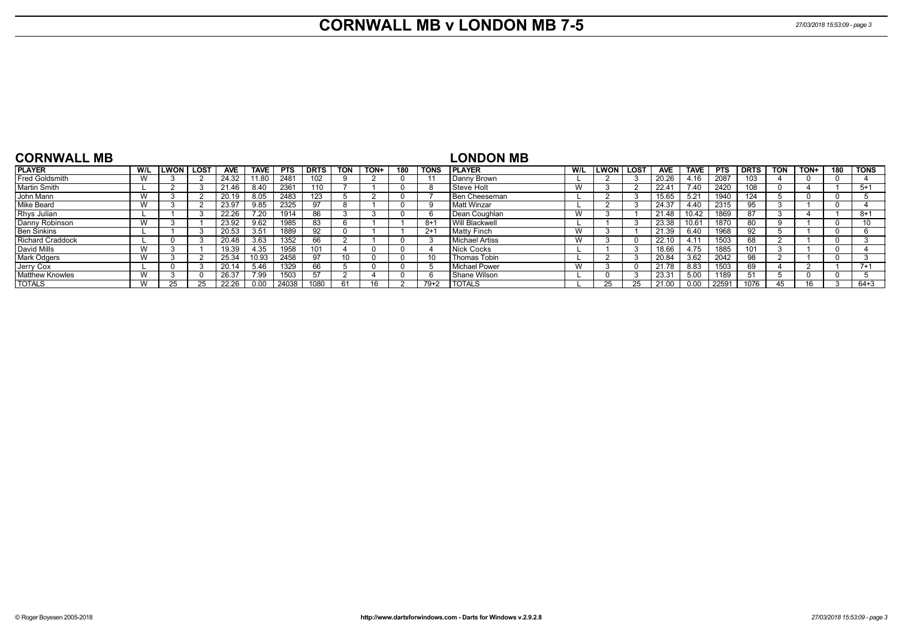# CORNWALL MB v LONDON MB 7-5

## CORNWALL MB

| PLAYER | W/L | LWON | LOST | AVE | TAVE | PTS | DRTS | TON | TON+ | 180 | TONS |
|---|---|---|---|---|---|---|---|---|---|---|---|
| Fred Goldsmith | W | 3 | 2 | 24.32 | 11.80 | 2481 | 102 | 9 | 2 | 0 | 11 |
| Martin Smith | L | 2 | 3 | 21.46 | 8.40 | 2361 | 110 | 7 | 1 | 0 | 8 |
| John Mann | W | 3 | 2 | 20.19 | 8.05 | 2483 | 123 | 5 | 2 | 0 | 7 |
| Mike Beard | W | 3 | 2 | 23.97 | 9.85 | 2325 | 97 | 8 | 1 | 0 | 9 |
| Rhys Julian | L | 1 | 3 | 22.26 | 7.20 | 1914 | 86 | 3 | 3 | 0 | 6 |
| Danny Robinson | W | 3 | 1 | 23.92 | 9.62 | 1985 | 83 | 6 | 1 | 1 | 8+1 |
| Ben Sinkins | L | 1 | 3 | 20.53 | 3.51 | 1889 | 92 | 0 | 1 | 1 | 2+1 |
| Richard Craddock | L | 0 | 3 | 20.48 | 3.63 | 1352 | 66 | 2 | 1 | 0 | 3 |
| David Mills | W | 3 | 1 | 19.39 | 4.35 | 1958 | 101 | 4 | 0 | 0 | 4 |
| Mark Odgers | W | 3 | 2 | 25.34 | 10.93 | 2458 | 97 | 10 | 0 | 0 | 10 |
| Jerry Cox | L | 0 | 3 | 20.14 | 5.46 | 1329 | 66 | 5 | 0 | 0 | 5 |
| Matthew Knowles | W | 3 | 0 | 26.37 | 7.99 | 1503 | 57 | 2 | 4 | 0 | 6 |
| TOTALS | W | 25 | 25 | 22.26 | 0.00 | 24038 | 1080 | 61 | 16 | 2 | 79+2 |

## LONDON MB

| PLAYER | W/L | LWON | LOST | AVE | TAVE | PTS | DRTS | TON | TON+ | 180 | TONS |
|---|---|---|---|---|---|---|---|---|---|---|---|
| Danny Brown | L | 2 | 3 | 20.26 | 4.16 | 2087 | 103 | 4 | 0 | 0 | 4 |
| Steve Holt | W | 3 | 2 | 22.41 | 7.40 | 2420 | 108 | 0 | 4 | 1 | 5+1 |
| Ben Cheeseman | L | 2 | 3 | 15.65 | 5.21 | 1940 | 124 | 5 | 0 | 0 | 5 |
| Matt Winzar | L | 2 | 3 | 24.37 | 4.40 | 2315 | 95 | 3 | 1 | 0 | 4 |
| Dean Coughlan | W | 3 | 1 | 21.48 | 10.42 | 1869 | 87 | 3 | 4 | 1 | 8+1 |
| Will Blackwell | L | 1 | 3 | 23.38 | 10.61 | 1870 | 80 | 9 | 1 | 0 | 10 |
| Matty Finch | W | 3 | 1 | 21.39 | 6.40 | 1968 | 92 | 5 | 1 | 0 | 6 |
| Michael Artiss | W | 3 | 0 | 22.10 | 4.11 | 1503 | 68 | 2 | 1 | 0 | 3 |
| Nick Cocks | L | 1 | 3 | 18.66 | 4.75 | 1885 | 101 | 3 | 1 | 0 | 4 |
| Thomas Tobin | L | 2 | 3 | 20.84 | 3.62 | 2042 | 98 | 2 | 1 | 0 | 3 |
| Michael Power | W | 3 | 0 | 21.78 | 8.83 | 1503 | 69 | 4 | 2 | 1 | 7+1 |
| Shane Wilson | L | 0 | 3 | 23.31 | 5.00 | 1189 | 51 | 5 | 0 | 0 | 5 |
| TOTALS | L | 25 | 25 | 21.00 | 0.00 | 22591 | 1076 | 45 | 16 | 3 | 64+3 |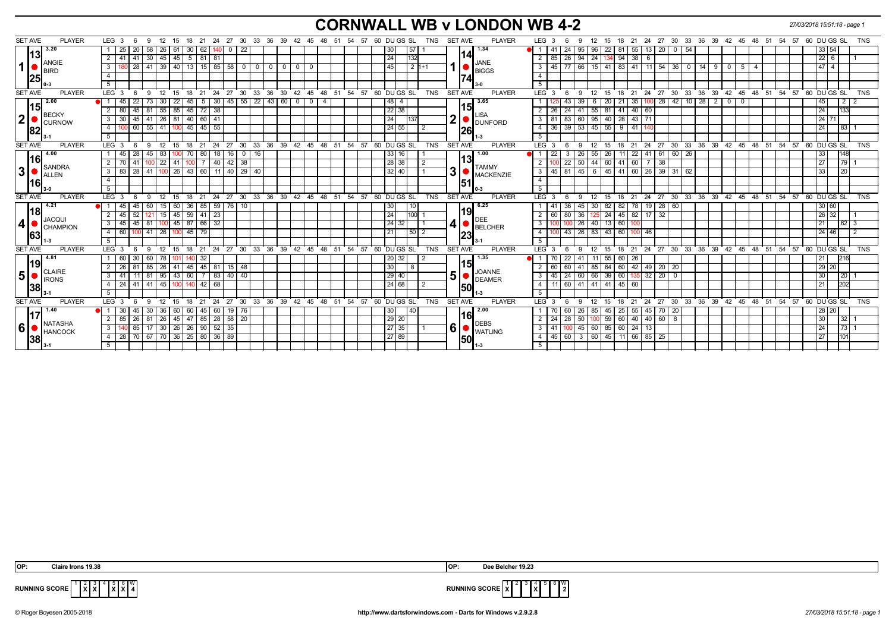# CORNWALL WB v LONDON WB 4-2

27/03/2018 15:51:18 - page 1

| SET AVE | PLAYER | LEG | 3 | 6 | 9 | 12 | 15 | 18 | 21 | 24 | 27 | 30 | 33 | 36 | 39 | 42 | 45 | 48 | 51 | 54 | 57 | 60 | DU | GS | SL | TNS | SET AVE | PLAYER | LEG | 3 | 6 | 9 | 12 | 15 | 18 | 21 | 24 | 27 | 30 | 33 | 36 | 39 | 42 | 45 | 48 | 51 | 54 | 57 | 60 | DU | GS | SL | TNS |
|---|---|---|---|---|---|---|---|---|---|---|---|---|---|---|---|---|---|---|---|---|---|---|---|---|---|---|---|---|---|---|---|---|---|---|---|---|---|---|---|---|---|---|---|---|---|---|---|---|---|---|---|---|---|
| 1 - 13 - 25 (3.20) | ANGIE BIRD 0-3 | 1 | 25 | 20 | 58 | 26 | 61 | 30 | 62 | 140 | 0 | 22 | | | | | | | | | | | 30 | | 57 | 1 | 1 - 14 - 74 (1.34) | JANE BIGGS 3-0 | 1 | 41 | 24 | 95 | 96 | 22 | 81 | 55 | 13 | 20 | 0 | 54 | | | | | | | | | | 33 | 54 | | |
| | | 2 | 41 | 41 | 30 | 45 | 45 | 5 | 81 | 81 | | | | | | | | | | | | | 24 | | 132 | | | | 2 | 85 | 26 | 94 | 24 | 134 | 94 | 38 | 6 | | | | | | | | | | | | | 22 | 6 | | 1 |
| | | 3 | 180 | 28 | 41 | 39 | 40 | 13 | 15 | 85 | 58 | 0 | 0 | 0 | 0 | 0 | 0 | | | | | | 45 | | 2 | 1+1 | | | 3 | 45 | 77 | 66 | 15 | 41 | 83 | 41 | 11 | 54 | 36 | 0 | 14 | 9 | 0 | 5 | 4 | | | | | 47 | 4 | | |
| 2 - 15 - 82 (2.00) | BECKY CURNOW 3-1 | 1 | 45 | 22 | 73 | 30 | 22 | 45 | 5 | 30 | 45 | 55 | 22 | 43 | 60 | 0 | 0 | 4 | | | | | 48 | 4 | | | 2 - 15 - 26 (3.65) | LISA DUNFORD 1-3 | 1 | 125 | 43 | 39 | 6 | 20 | 21 | 35 | 100 | 28 | 42 | 10 | 28 | 2 | 0 | 0 | | | | | | 45 | | 2 | 2 |
| | | 2 | 80 | 45 | 81 | 55 | 85 | 45 | 72 | 38 | | | | | | | | | | | | | 22 | 38 | | | | | 2 | 26 | 24 | 41 | 55 | 81 | 41 | 40 | 60 | | | | | | | | | | | | | 24 | | 133 | |
| | | 3 | 30 | 45 | 41 | 26 | 81 | 40 | 60 | 41 | | | | | | | | | | | | | 24 | | 137 | | | | 3 | 81 | 83 | 60 | 95 | 40 | 28 | 43 | 71 | | | | | | | | | | | | | 24 | 71 | | |
| | | 4 | 100 | 60 | 55 | 41 | 100 | 45 | 45 | 55 | | | | | | | | | | | | | 24 | 55 | | 2 | | | 4 | 36 | 39 | 53 | 45 | 55 | 9 | 41 | 140 | | | | | | | | | | | | | 24 | | 83 | 1 |
| 3 - 16 - 16 (4.00) | SANDRA ALLEN 3-0 | 1 | 45 | 28 | 45 | 83 | 100 | 70 | 80 | 18 | 16 | 0 | 16 | | | | | | | | | | 33 | 16 | | 1 | 3 - 13 - 51 (1.00) | TAMMY MACKENZIE 0-3 | 1 | 22 | 3 | 26 | 55 | 26 | 11 | 22 | 41 | 61 | 60 | 26 | | | | | | | | | | 33 | | 148 | |
| | | 2 | 70 | 41 | 100 | 22 | 41 | 100 | 7 | 40 | 42 | 38 | | | | | | | | | | | 28 | 38 | | 2 | | | 2 | 100 | 22 | 50 | 44 | 60 | 41 | 60 | 7 | 38 | | | | | | | | | | | | 27 | | 79 | 1 |
| | | 3 | 83 | 28 | 41 | 100 | 26 | 43 | 60 | 11 | 40 | 29 | 40 | | | | | | | | | | 32 | 40 | | 1 | | | 3 | 45 | 81 | 45 | 6 | 45 | 41 | 60 | 26 | 39 | 31 | 62 | | | | | | | | | | 33 | | 20 | |
| 4 - 18 - 63 (4.21) | JACQUI CHAMPION 1-3 | 1 | 45 | 45 | 60 | 15 | 60 | 36 | 85 | 59 | 76 | 10 | | | | | | | | | | | 30 | | 10 | | 4 - 19 - 23 (6.25) | DEE BELCHER 3-1 | 1 | 41 | 36 | 45 | 30 | 82 | 82 | 78 | 19 | 28 | 60 | | | | | | | | | | | 30 | 60 | | |
| | | 2 | 45 | 52 | 121 | 15 | 45 | 59 | 41 | 23 | | | | | | | | | | | | | 24 | | 100 | 1 | | | 2 | 60 | 80 | 36 | 125 | 24 | 45 | 82 | 17 | 32 | | | | | | | | | | | | 26 | 32 | | 1 |
| | | 3 | 45 | 45 | 81 | 100 | 45 | 87 | 66 | 32 | | | | | | | | | | | | | 24 | 32 | | 1 | | | 3 | 100 | 100 | 26 | 40 | 13 | 60 | 100 | | | | | | | | | | | | | | 21 | | 62 | 3 |
| | | 4 | 60 | 100 | 41 | 26 | 100 | 45 | 79 | | | | | | | | | | | | | | 21 | | 50 | 2 | | | 4 | 100 | 43 | 26 | 83 | 43 | 60 | 100 | 46 | | | | | | | | | | | | | 24 | 46 | | 2 |
| 5 - 19 - 38 (4.81) | CLAIRE IRONS 3-1 | 1 | 60 | 30 | 60 | 78 | 101 | 140 | 32 | | | | | | | | | | | | | | 20 | 32 | | 2 | 5 - 15 - 50 (1.35) | JOANNE DEAMER 1-3 | 1 | 70 | 22 | 41 | 11 | 55 | 60 | 26 | | | | | | | | | | | | | | 21 | | 216 | |
| | | 2 | 26 | 81 | 85 | 26 | 41 | 45 | 45 | 81 | 15 | 48 | | | | | | | | | | | 30 | | 8 | | | | 2 | 60 | 60 | 41 | 85 | 64 | 60 | 42 | 49 | 20 | 20 | | | | | | | | | | | 29 | 20 | | |
| | | 3 | 41 | 11 | 81 | 95 | 43 | 60 | 7 | 83 | 40 | 40 | | | | | | | | | | | 29 | 40 | | | | | 3 | 45 | 24 | 60 | 66 | 39 | 60 | 135 | 32 | 20 | 0 | | | | | | | | | | | 30 | | 20 | 1 |
| | | 4 | 24 | 41 | 41 | 45 | 100 | 140 | 42 | 68 | | | | | | | | | | | | | 24 | 68 | | 2 | | | 4 | 11 | 60 | 41 | 41 | 41 | 45 | 60 | | | | | | | | | | | | | | 21 | | 202 | |
| 6 - 17 - 38 (1.40) | NATASHA HANCOCK 3-1 | 1 | 30 | 45 | 30 | 36 | 60 | 60 | 45 | 60 | 19 | 76 | | | | | | | | | | | 30 | | 40 | | 6 - 16 - 50 (2.00) | DEBS WATLING 1-3 | 1 | 70 | 60 | 26 | 85 | 45 | 25 | 55 | 45 | 70 | 20 | | | | | | | | | | | 28 | 20 | | |
| | | 2 | 85 | 26 | 81 | 26 | 45 | 47 | 85 | 28 | 58 | 20 | | | | | | | | | | | 29 | 20 | | | | | 2 | 24 | 28 | 50 | 100 | 59 | 60 | 40 | 40 | 60 | 8 | | | | | | | | | | | 30 | | 32 | 1 |
| | | 3 | 140 | 85 | 17 | 30 | 26 | 26 | 90 | 52 | 35 | | | | | | | | | | | | 27 | 35 | | 1 | | | 3 | 41 | 100 | 45 | 60 | 85 | 60 | 24 | 13 | | | | | | | | | | | | | 24 | | 73 | 1 |
| | | 4 | 28 | 70 | 67 | 70 | 36 | 25 | 80 | 36 | 89 | | | | | | | | | | | | 27 | 89 | | | | | 4 | 45 | 60 | 3 | 60 | 45 | 11 | 66 | 85 | 25 | | | | | | | | | | | | 27 | | 101 | |

OP: Claire Irons 19.38

OP: Dee Belcher 19.23

RUNNING SCORE (Cornwall): 1: , 2: X, 3: X, 4: , 5: X, 6: X — W: 4

RUNNING SCORE (London): 1: X, 2: , 3: , 4: X, 5: , 6: — W: 2

© Roger Boyesen 2005-2018 http://www.dartsforwindows.com - Darts for Windows v.2.9.2.8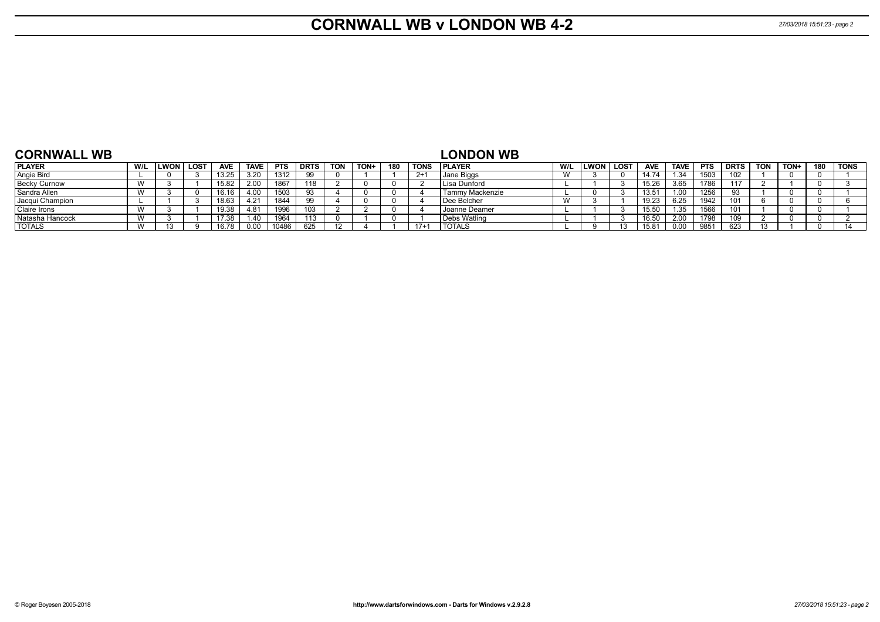# CORNWALL WB v LONDON WB 4-2

## CORNWALL WB

| PLAYER | W/L | LWON | LOST | AVE | TAVE | PTS | DRTS | TON | TON+ | 180 | TONS |
|---|---|---|---|---|---|---|---|---|---|---|---|
| Angie Bird | L | 0 | 3 | 13.25 | 3.20 | 1312 | 99 | 0 | 1 | 1 | 2+1 |
| Becky Curnow | W | 3 | 1 | 15.82 | 2.00 | 1867 | 118 | 2 | 0 | 0 | 2 |
| Sandra Allen | W | 3 | 0 | 16.16 | 4.00 | 1503 | 93 | 4 | 0 | 0 | 4 |
| Jacqui Champion | L | 1 | 3 | 18.63 | 4.21 | 1844 | 99 | 4 | 0 | 0 | 4 |
| Claire Irons | W | 3 | 1 | 19.38 | 4.81 | 1996 | 103 | 2 | 2 | 0 | 4 |
| Natasha Hancock | W | 3 | 1 | 17.38 | 1.40 | 1964 | 113 | 0 | 1 | 0 | 1 |
| TOTALS | W | 13 | 9 | 16.78 | 0.00 | 10486 | 625 | 12 | 4 | 1 | 17+1 |

## LONDON WB

| PLAYER | W/L | LWON | LOST | AVE | TAVE | PTS | DRTS | TON | TON+ | 180 | TONS |
|---|---|---|---|---|---|---|---|---|---|---|---|
| Jane Biggs | W | 3 | 0 | 14.74 | 1.34 | 1503 | 102 | 1 | 0 | 0 | 1 |
| Lisa Dunford | L | 1 | 3 | 15.26 | 3.65 | 1786 | 117 | 2 | 1 | 0 | 3 |
| Tammy Mackenzie | L | 0 | 3 | 13.51 | 1.00 | 1256 | 93 | 1 | 0 | 0 | 1 |
| Dee Belcher | W | 3 | 1 | 19.23 | 6.25 | 1942 | 101 | 6 | 0 | 0 | 6 |
| Joanne Deamer | L | 1 | 3 | 15.50 | 1.35 | 1566 | 101 | 1 | 0 | 0 | 1 |
| Debs Watling | L | 1 | 3 | 16.50 | 2.00 | 1798 | 109 | 2 | 0 | 0 | 2 |
| TOTALS | L | 9 | 13 | 15.81 | 0.00 | 9851 | 623 | 13 | 1 | 0 | 14 |